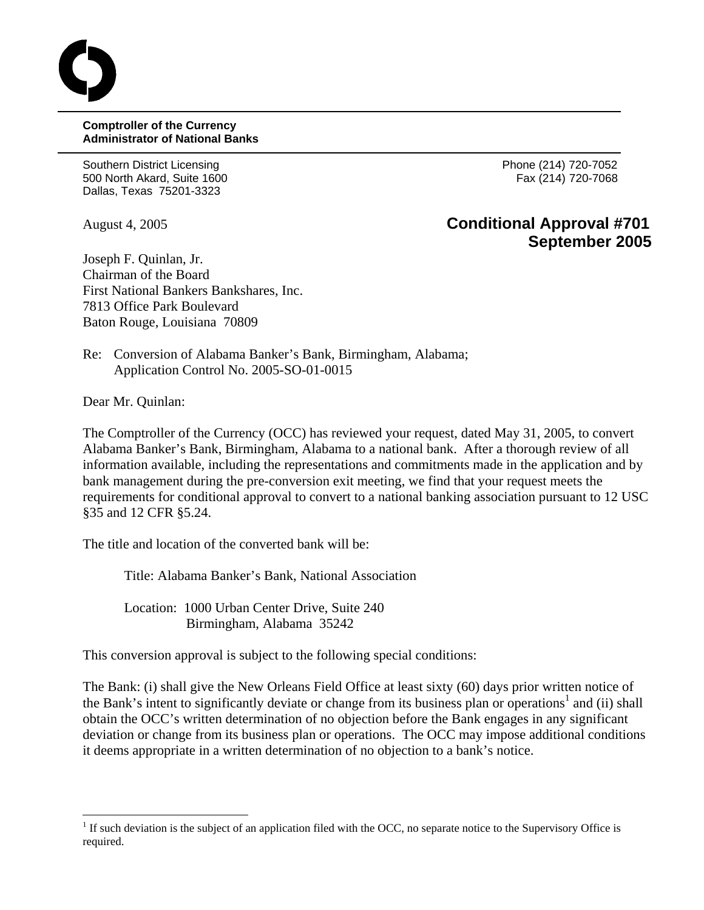**Comptroller of the Currency**
**Administrator of National Banks**

Southern District Licensing
500 North Akard, Suite 1600
Dallas, Texas 75201-3323

Phone (214) 720-7052
Fax (214) 720-7068

August 4, 2005

**Conditional Approval #701**
**September 2005**

Joseph F. Quinlan, Jr.
Chairman of the Board
First National Bankers Bankshares, Inc.
7813 Office Park Boulevard
Baton Rouge, Louisiana 70809

Re: Conversion of Alabama Banker's Bank, Birmingham, Alabama;
Application Control No. 2005-SO-01-0015

Dear Mr. Quinlan:

The Comptroller of the Currency (OCC) has reviewed your request, dated May 31, 2005, to convert Alabama Banker's Bank, Birmingham, Alabama to a national bank. After a thorough review of all information available, including the representations and commitments made in the application and by bank management during the pre-conversion exit meeting, we find that your request meets the requirements for conditional approval to convert to a national banking association pursuant to 12 USC §35 and 12 CFR §5.24.

The title and location of the converted bank will be:

Title: Alabama Banker's Bank, National Association

Location: 1000 Urban Center Drive, Suite 240
Birmingham, Alabama 35242

This conversion approval is subject to the following special conditions:

The Bank: (i) shall give the New Orleans Field Office at least sixty (60) days prior written notice of the Bank's intent to significantly deviate or change from its business plan or operations[1] and (ii) shall obtain the OCC's written determination of no objection before the Bank engages in any significant deviation or change from its business plan or operations. The OCC may impose additional conditions it deems appropriate in a written determination of no objection to a bank's notice.

---

[1] If such deviation is the subject of an application filed with the OCC, no separate notice to the Supervisory Office is required.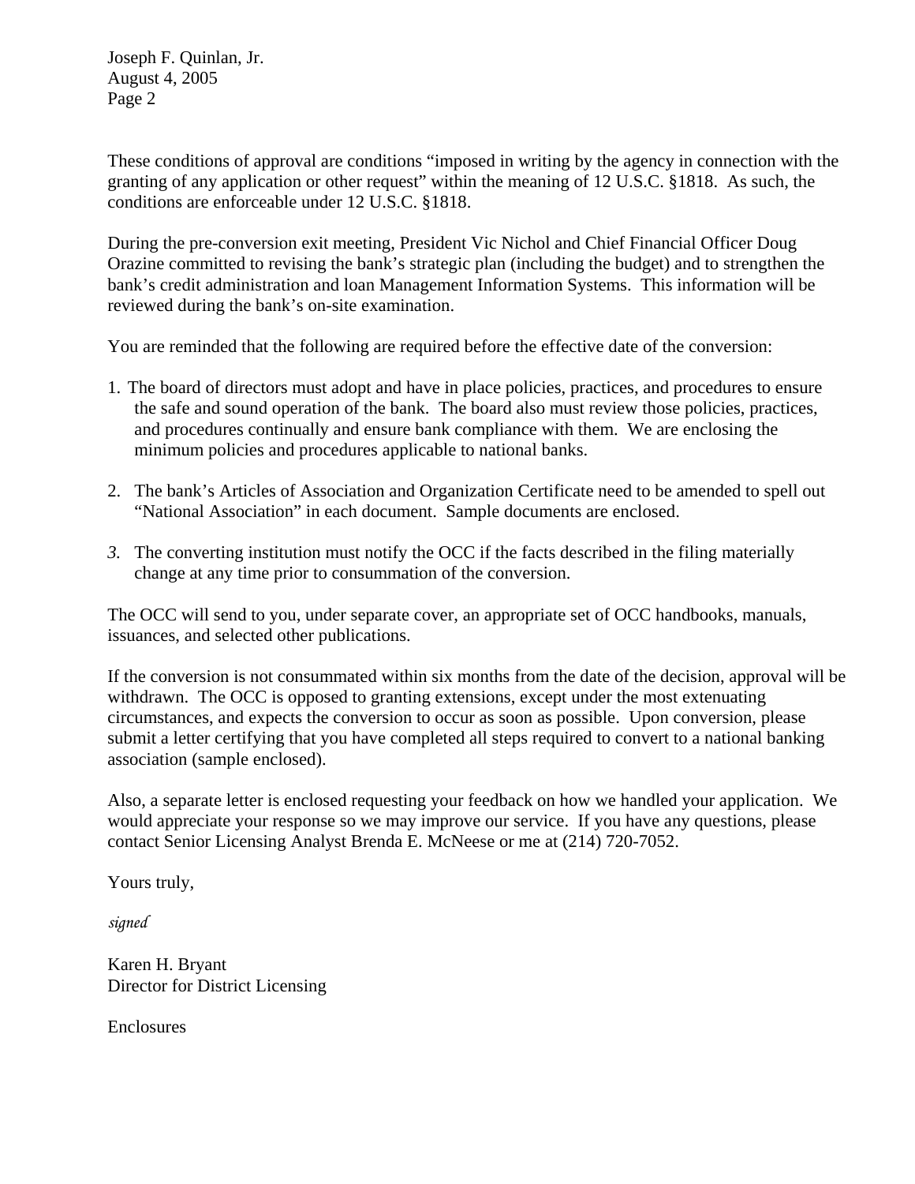These conditions of approval are conditions "imposed in writing by the agency in connection with the granting of any application or other request" within the meaning of 12 U.S.C. §1818. As such, the conditions are enforceable under 12 U.S.C. §1818.

During the pre-conversion exit meeting, President Vic Nichol and Chief Financial Officer Doug Orazine committed to revising the bank's strategic plan (including the budget) and to strengthen the bank's credit administration and loan Management Information Systems. This information will be reviewed during the bank's on-site examination.

You are reminded that the following are required before the effective date of the conversion:

1. The board of directors must adopt and have in place policies, practices, and procedures to ensure the safe and sound operation of the bank. The board also must review those policies, practices, and procedures continually and ensure bank compliance with them. We are enclosing the minimum policies and procedures applicable to national banks.

2. The bank's Articles of Association and Organization Certificate need to be amended to spell out "National Association" in each document. Sample documents are enclosed.

3. The converting institution must notify the OCC if the facts described in the filing materially change at any time prior to consummation of the conversion.

The OCC will send to you, under separate cover, an appropriate set of OCC handbooks, manuals, issuances, and selected other publications.

If the conversion is not consummated within six months from the date of the decision, approval will be withdrawn. The OCC is opposed to granting extensions, except under the most extenuating circumstances, and expects the conversion to occur as soon as possible. Upon conversion, please submit a letter certifying that you have completed all steps required to convert to a national banking association (sample enclosed).

Also, a separate letter is enclosed requesting your feedback on how we handled your application. We would appreciate your response so we may improve our service. If you have any questions, please contact Senior Licensing Analyst Brenda E. McNeese or me at (214) 720-7052.

Yours truly,

*signed*

Karen H. Bryant
Director for District Licensing

Enclosures